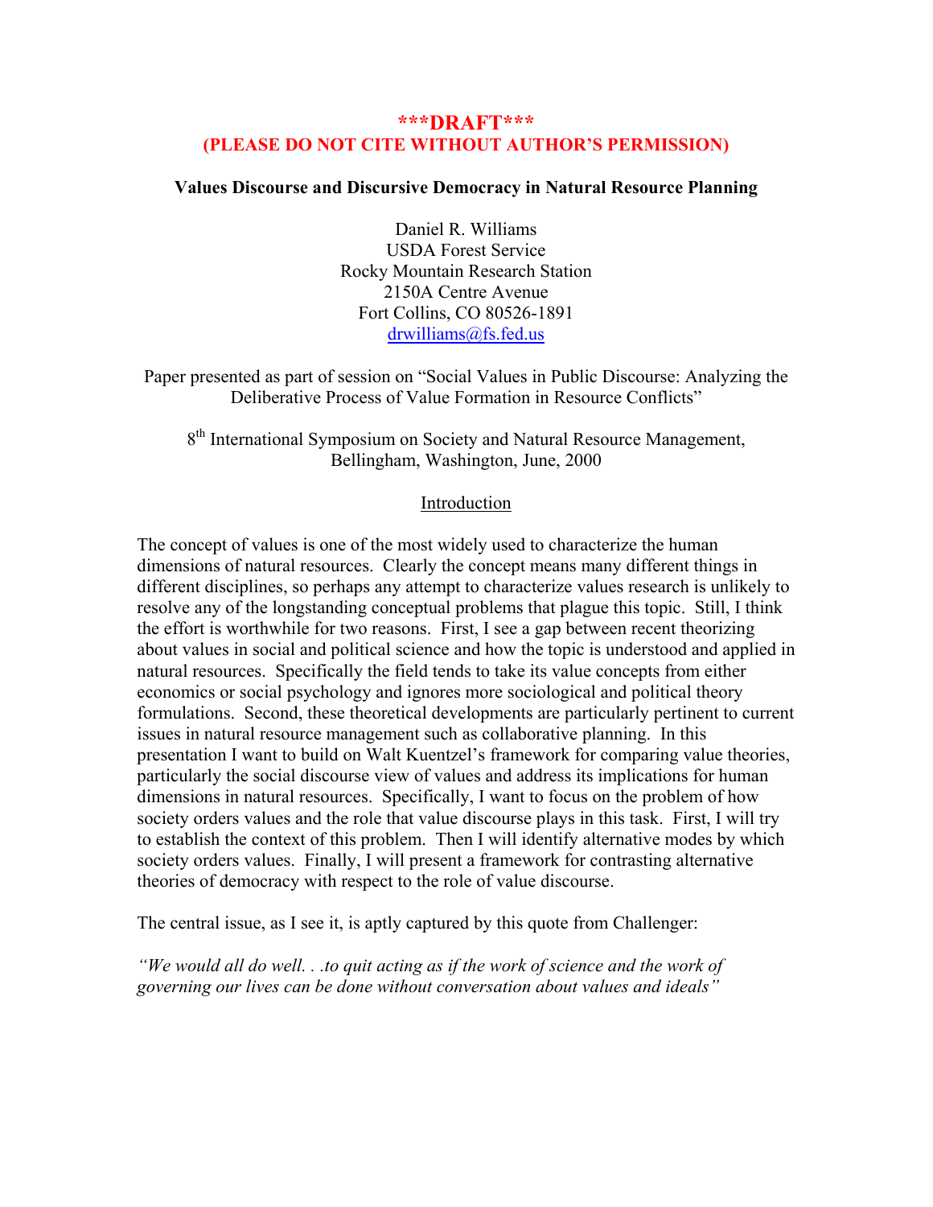**\*\*\*DRAFT\*\*\***
**(PLEASE DO NOT CITE WITHOUT AUTHOR'S PERMISSION)**

# Values Discourse and Discursive Democracy in Natural Resource Planning

Daniel R. Williams
USDA Forest Service
Rocky Mountain Research Station
2150A Centre Avenue
Fort Collins, CO 80526-1891
drwilliams@fs.fed.us

Paper presented as part of session on "Social Values in Public Discourse: Analyzing the Deliberative Process of Value Formation in Resource Conflicts"

8th International Symposium on Society and Natural Resource Management, Bellingham, Washington, June, 2000

## Introduction

The concept of values is one of the most widely used to characterize the human dimensions of natural resources. Clearly the concept means many different things in different disciplines, so perhaps any attempt to characterize values research is unlikely to resolve any of the longstanding conceptual problems that plague this topic. Still, I think the effort is worthwhile for two reasons. First, I see a gap between recent theorizing about values in social and political science and how the topic is understood and applied in natural resources. Specifically the field tends to take its value concepts from either economics or social psychology and ignores more sociological and political theory formulations. Second, these theoretical developments are particularly pertinent to current issues in natural resource management such as collaborative planning. In this presentation I want to build on Walt Kuentzel's framework for comparing value theories, particularly the social discourse view of values and address its implications for human dimensions in natural resources. Specifically, I want to focus on the problem of how society orders values and the role that value discourse plays in this task. First, I will try to establish the context of this problem. Then I will identify alternative modes by which society orders values. Finally, I will present a framework for contrasting alternative theories of democracy with respect to the role of value discourse.

The central issue, as I see it, is aptly captured by this quote from Challenger:

*"We would all do well. . .to quit acting as if the work of science and the work of governing our lives can be done without conversation about values and ideals"*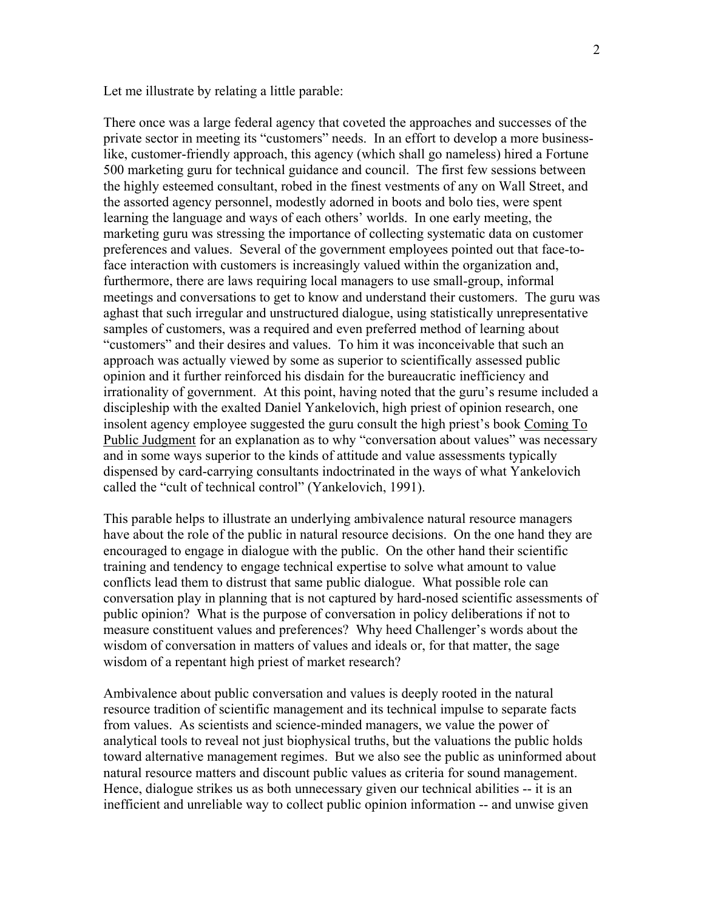Let me illustrate by relating a little parable:

There once was a large federal agency that coveted the approaches and successes of the private sector in meeting its "customers" needs. In an effort to develop a more business-like, customer-friendly approach, this agency (which shall go nameless) hired a Fortune 500 marketing guru for technical guidance and council. The first few sessions between the highly esteemed consultant, robed in the finest vestments of any on Wall Street, and the assorted agency personnel, modestly adorned in boots and bolo ties, were spent learning the language and ways of each others' worlds. In one early meeting, the marketing guru was stressing the importance of collecting systematic data on customer preferences and values. Several of the government employees pointed out that face-to-face interaction with customers is increasingly valued within the organization and, furthermore, there are laws requiring local managers to use small-group, informal meetings and conversations to get to know and understand their customers. The guru was aghast that such irregular and unstructured dialogue, using statistically unrepresentative samples of customers, was a required and even preferred method of learning about "customers" and their desires and values. To him it was inconceivable that such an approach was actually viewed by some as superior to scientifically assessed public opinion and it further reinforced his disdain for the bureaucratic inefficiency and irrationality of government. At this point, having noted that the guru's resume included a discipleship with the exalted Daniel Yankelovich, high priest of opinion research, one insolent agency employee suggested the guru consult the high priest's book <u>Coming To Public Judgment</u> for an explanation as to why "conversation about values" was necessary and in some ways superior to the kinds of attitude and value assessments typically dispensed by card-carrying consultants indoctrinated in the ways of what Yankelovich called the "cult of technical control" (Yankelovich, 1991).

This parable helps to illustrate an underlying ambivalence natural resource managers have about the role of the public in natural resource decisions. On the one hand they are encouraged to engage in dialogue with the public. On the other hand their scientific training and tendency to engage technical expertise to solve what amount to value conflicts lead them to distrust that same public dialogue. What possible role can conversation play in planning that is not captured by hard-nosed scientific assessments of public opinion? What is the purpose of conversation in policy deliberations if not to measure constituent values and preferences? Why heed Challenger's words about the wisdom of conversation in matters of values and ideals or, for that matter, the sage wisdom of a repentant high priest of market research?

Ambivalence about public conversation and values is deeply rooted in the natural resource tradition of scientific management and its technical impulse to separate facts from values. As scientists and science-minded managers, we value the power of analytical tools to reveal not just biophysical truths, but the valuations the public holds toward alternative management regimes. But we also see the public as uninformed about natural resource matters and discount public values as criteria for sound management. Hence, dialogue strikes us as both unnecessary given our technical abilities -- it is an inefficient and unreliable way to collect public opinion information -- and unwise given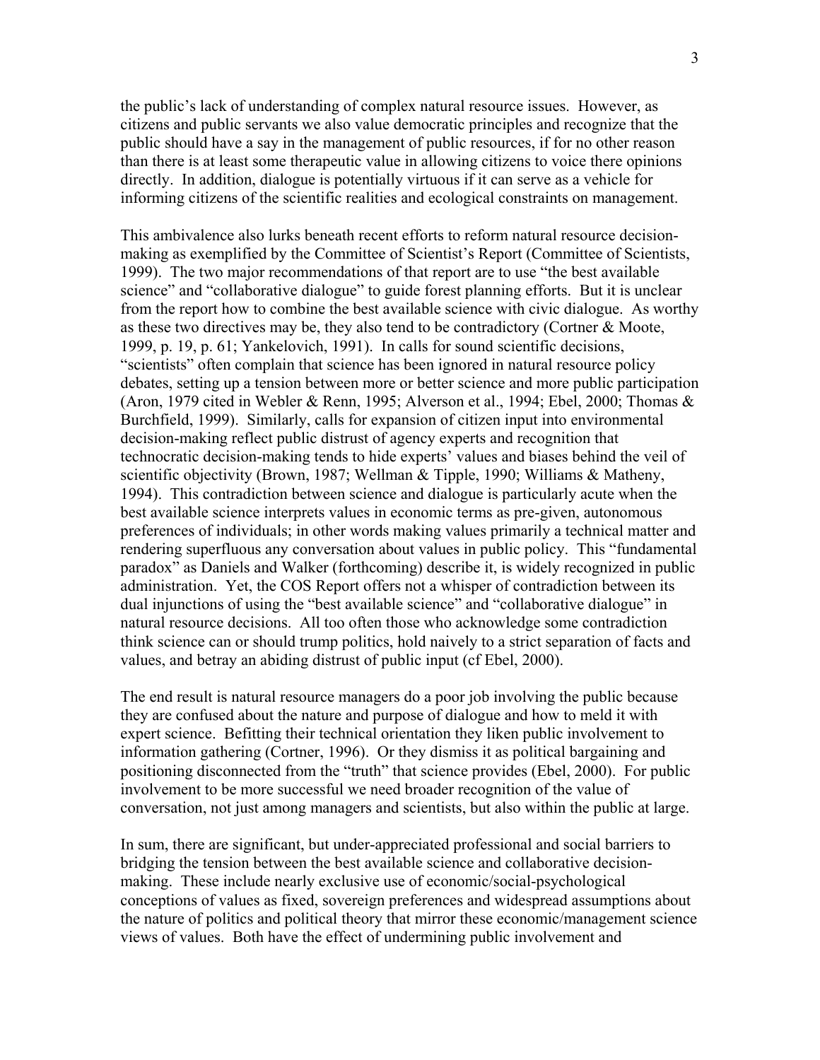the public's lack of understanding of complex natural resource issues. However, as citizens and public servants we also value democratic principles and recognize that the public should have a say in the management of public resources, if for no other reason than there is at least some therapeutic value in allowing citizens to voice there opinions directly. In addition, dialogue is potentially virtuous if it can serve as a vehicle for informing citizens of the scientific realities and ecological constraints on management.

This ambivalence also lurks beneath recent efforts to reform natural resource decision-making as exemplified by the Committee of Scientist's Report (Committee of Scientists, 1999). The two major recommendations of that report are to use "the best available science" and "collaborative dialogue" to guide forest planning efforts. But it is unclear from the report how to combine the best available science with civic dialogue. As worthy as these two directives may be, they also tend to be contradictory (Cortner & Moote, 1999, p. 19, p. 61; Yankelovich, 1991). In calls for sound scientific decisions, "scientists" often complain that science has been ignored in natural resource policy debates, setting up a tension between more or better science and more public participation (Aron, 1979 cited in Webler & Renn, 1995; Alverson et al., 1994; Ebel, 2000; Thomas & Burchfield, 1999). Similarly, calls for expansion of citizen input into environmental decision-making reflect public distrust of agency experts and recognition that technocratic decision-making tends to hide experts' values and biases behind the veil of scientific objectivity (Brown, 1987; Wellman & Tipple, 1990; Williams & Matheny, 1994). This contradiction between science and dialogue is particularly acute when the best available science interprets values in economic terms as pre-given, autonomous preferences of individuals; in other words making values primarily a technical matter and rendering superfluous any conversation about values in public policy. This "fundamental paradox" as Daniels and Walker (forthcoming) describe it, is widely recognized in public administration. Yet, the COS Report offers not a whisper of contradiction between its dual injunctions of using the "best available science" and "collaborative dialogue" in natural resource decisions. All too often those who acknowledge some contradiction think science can or should trump politics, hold naively to a strict separation of facts and values, and betray an abiding distrust of public input (cf Ebel, 2000).

The end result is natural resource managers do a poor job involving the public because they are confused about the nature and purpose of dialogue and how to meld it with expert science. Befitting their technical orientation they liken public involvement to information gathering (Cortner, 1996). Or they dismiss it as political bargaining and positioning disconnected from the "truth" that science provides (Ebel, 2000). For public involvement to be more successful we need broader recognition of the value of conversation, not just among managers and scientists, but also within the public at large.

In sum, there are significant, but under-appreciated professional and social barriers to bridging the tension between the best available science and collaborative decision-making. These include nearly exclusive use of economic/social-psychological conceptions of values as fixed, sovereign preferences and widespread assumptions about the nature of politics and political theory that mirror these economic/management science views of values. Both have the effect of undermining public involvement and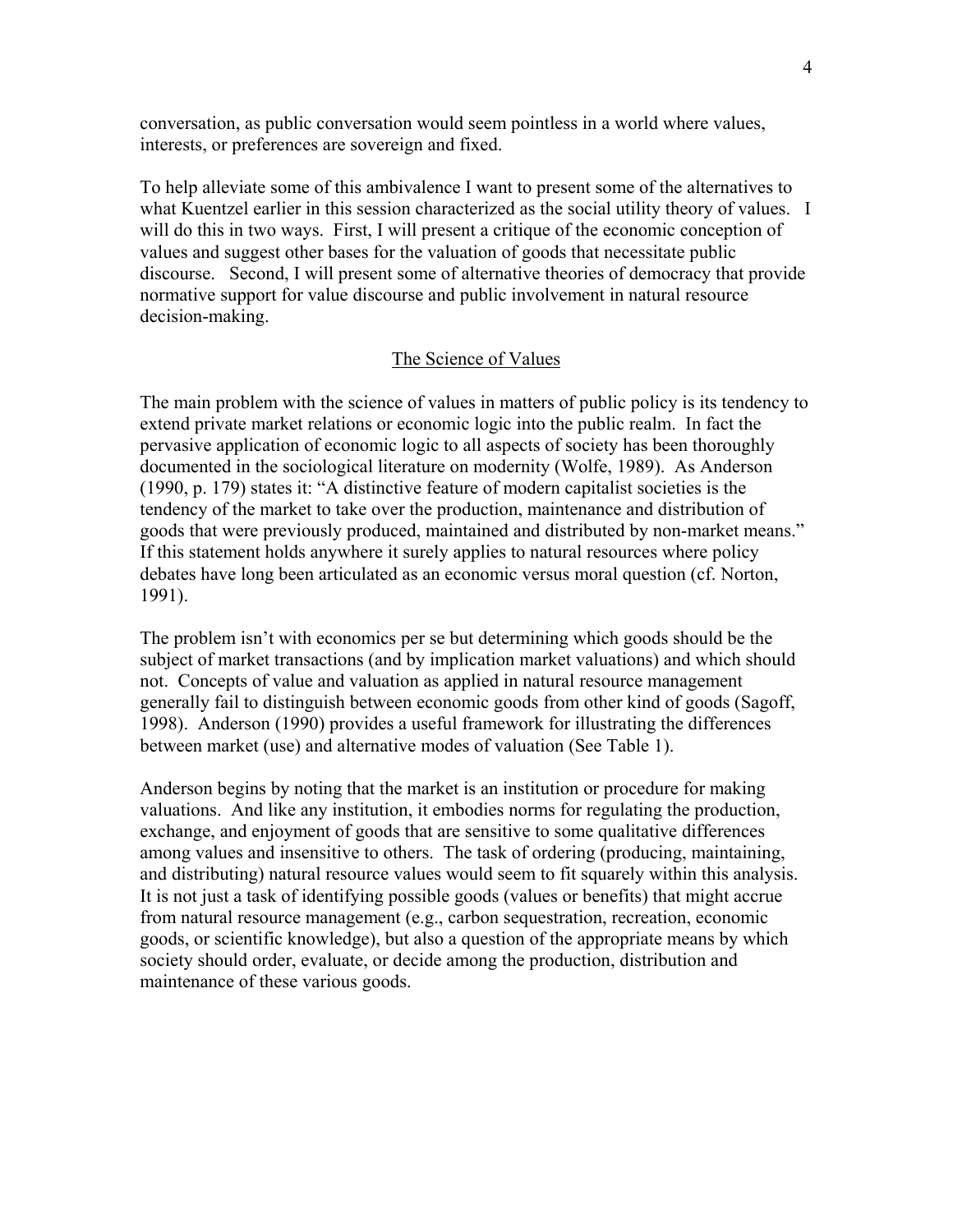conversation, as public conversation would seem pointless in a world where values, interests, or preferences are sovereign and fixed.

To help alleviate some of this ambivalence I want to present some of the alternatives to what Kuentzel earlier in this session characterized as the social utility theory of values. I will do this in two ways. First, I will present a critique of the economic conception of values and suggest other bases for the valuation of goods that necessitate public discourse. Second, I will present some of alternative theories of democracy that provide normative support for value discourse and public involvement in natural resource decision-making.

## The Science of Values

The main problem with the science of values in matters of public policy is its tendency to extend private market relations or economic logic into the public realm. In fact the pervasive application of economic logic to all aspects of society has been thoroughly documented in the sociological literature on modernity (Wolfe, 1989). As Anderson (1990, p. 179) states it: "A distinctive feature of modern capitalist societies is the tendency of the market to take over the production, maintenance and distribution of goods that were previously produced, maintained and distributed by non-market means." If this statement holds anywhere it surely applies to natural resources where policy debates have long been articulated as an economic versus moral question (cf. Norton, 1991).

The problem isn't with economics per se but determining which goods should be the subject of market transactions (and by implication market valuations) and which should not. Concepts of value and valuation as applied in natural resource management generally fail to distinguish between economic goods from other kind of goods (Sagoff, 1998). Anderson (1990) provides a useful framework for illustrating the differences between market (use) and alternative modes of valuation (See Table 1).

Anderson begins by noting that the market is an institution or procedure for making valuations. And like any institution, it embodies norms for regulating the production, exchange, and enjoyment of goods that are sensitive to some qualitative differences among values and insensitive to others. The task of ordering (producing, maintaining, and distributing) natural resource values would seem to fit squarely within this analysis. It is not just a task of identifying possible goods (values or benefits) that might accrue from natural resource management (e.g., carbon sequestration, recreation, economic goods, or scientific knowledge), but also a question of the appropriate means by which society should order, evaluate, or decide among the production, distribution and maintenance of these various goods.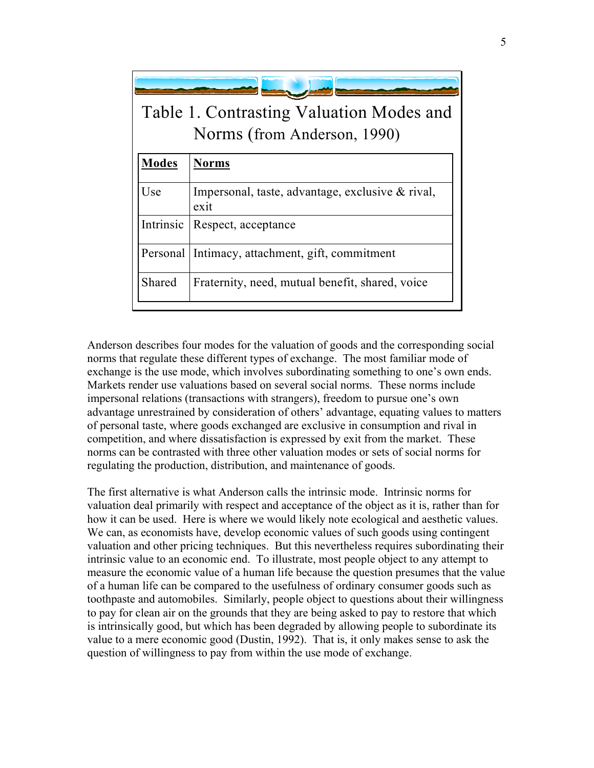Table 1. Contrasting Valuation Modes and Norms (from Anderson, 1990)

| **Modes** | **Norms** |
| --- | --- |
| Use | Impersonal, taste, advantage, exclusive & rival, exit |
| Intrinsic | Respect, acceptance |
| Personal | Intimacy, attachment, gift, commitment |
| Shared | Fraternity, need, mutual benefit, shared, voice |

Anderson describes four modes for the valuation of goods and the corresponding social norms that regulate these different types of exchange. The most familiar mode of exchange is the use mode, which involves subordinating something to one's own ends. Markets render use valuations based on several social norms. These norms include impersonal relations (transactions with strangers), freedom to pursue one's own advantage unrestrained by consideration of others' advantage, equating values to matters of personal taste, where goods exchanged are exclusive in consumption and rival in competition, and where dissatisfaction is expressed by exit from the market. These norms can be contrasted with three other valuation modes or sets of social norms for regulating the production, distribution, and maintenance of goods.

The first alternative is what Anderson calls the intrinsic mode. Intrinsic norms for valuation deal primarily with respect and acceptance of the object as it is, rather than for how it can be used. Here is where we would likely note ecological and aesthetic values. We can, as economists have, develop economic values of such goods using contingent valuation and other pricing techniques. But this nevertheless requires subordinating their intrinsic value to an economic end. To illustrate, most people object to any attempt to measure the economic value of a human life because the question presumes that the value of a human life can be compared to the usefulness of ordinary consumer goods such as toothpaste and automobiles. Similarly, people object to questions about their willingness to pay for clean air on the grounds that they are being asked to pay to restore that which is intrinsically good, but which has been degraded by allowing people to subordinate its value to a mere economic good (Dustin, 1992). That is, it only makes sense to ask the question of willingness to pay from within the use mode of exchange.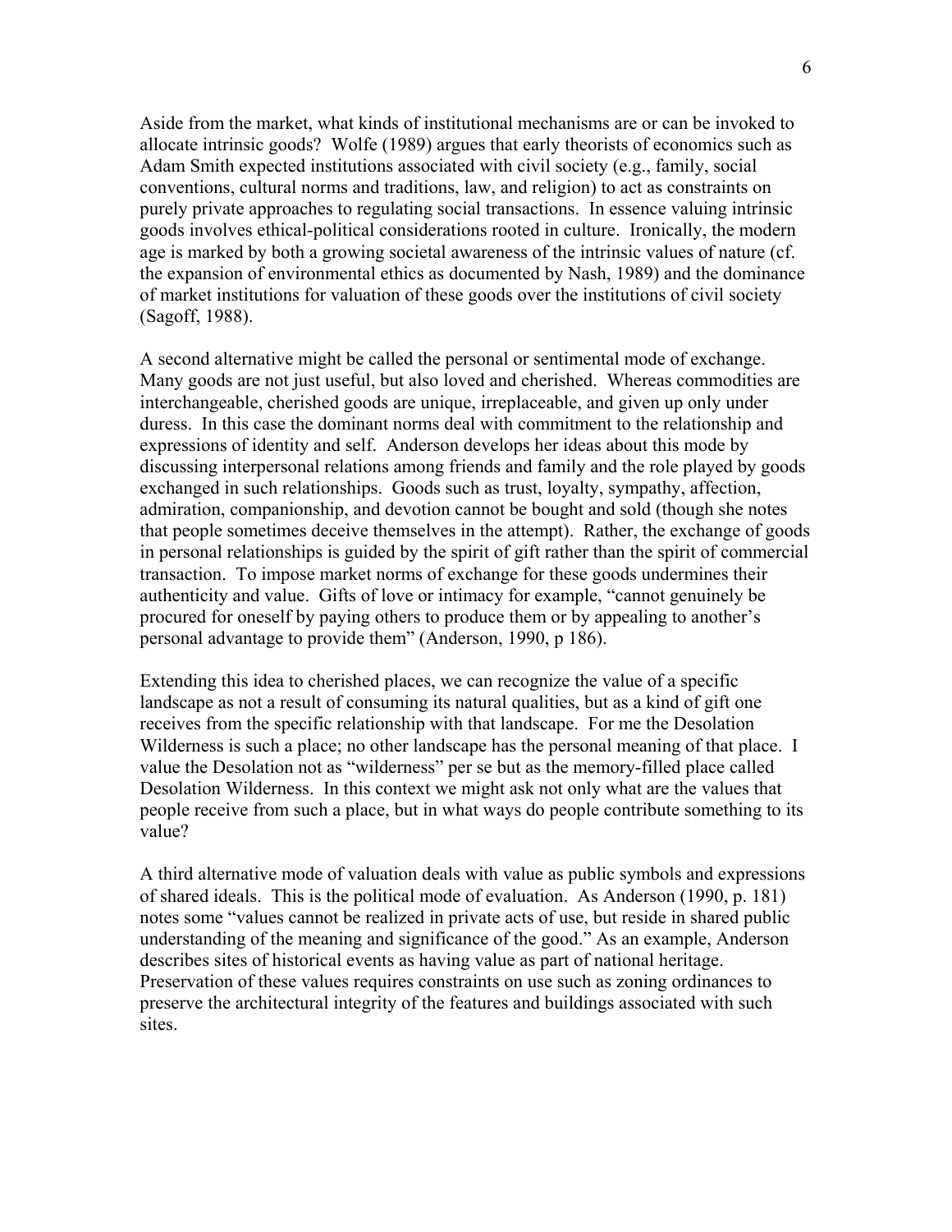Aside from the market, what kinds of institutional mechanisms are or can be invoked to allocate intrinsic goods? Wolfe (1989) argues that early theorists of economics such as Adam Smith expected institutions associated with civil society (e.g., family, social conventions, cultural norms and traditions, law, and religion) to act as constraints on purely private approaches to regulating social transactions. In essence valuing intrinsic goods involves ethical-political considerations rooted in culture. Ironically, the modern age is marked by both a growing societal awareness of the intrinsic values of nature (cf. the expansion of environmental ethics as documented by Nash, 1989) and the dominance of market institutions for valuation of these goods over the institutions of civil society (Sagoff, 1988).

A second alternative might be called the personal or sentimental mode of exchange. Many goods are not just useful, but also loved and cherished. Whereas commodities are interchangeable, cherished goods are unique, irreplaceable, and given up only under duress. In this case the dominant norms deal with commitment to the relationship and expressions of identity and self. Anderson develops her ideas about this mode by discussing interpersonal relations among friends and family and the role played by goods exchanged in such relationships. Goods such as trust, loyalty, sympathy, affection, admiration, companionship, and devotion cannot be bought and sold (though she notes that people sometimes deceive themselves in the attempt). Rather, the exchange of goods in personal relationships is guided by the spirit of gift rather than the spirit of commercial transaction. To impose market norms of exchange for these goods undermines their authenticity and value. Gifts of love or intimacy for example, "cannot genuinely be procured for oneself by paying others to produce them or by appealing to another's personal advantage to provide them" (Anderson, 1990, p 186).

Extending this idea to cherished places, we can recognize the value of a specific landscape as not a result of consuming its natural qualities, but as a kind of gift one receives from the specific relationship with that landscape. For me the Desolation Wilderness is such a place; no other landscape has the personal meaning of that place. I value the Desolation not as "wilderness" per se but as the memory-filled place called Desolation Wilderness. In this context we might ask not only what are the values that people receive from such a place, but in what ways do people contribute something to its value?

A third alternative mode of valuation deals with value as public symbols and expressions of shared ideals. This is the political mode of evaluation. As Anderson (1990, p. 181) notes some "values cannot be realized in private acts of use, but reside in shared public understanding of the meaning and significance of the good." As an example, Anderson describes sites of historical events as having value as part of national heritage. Preservation of these values requires constraints on use such as zoning ordinances to preserve the architectural integrity of the features and buildings associated with such sites.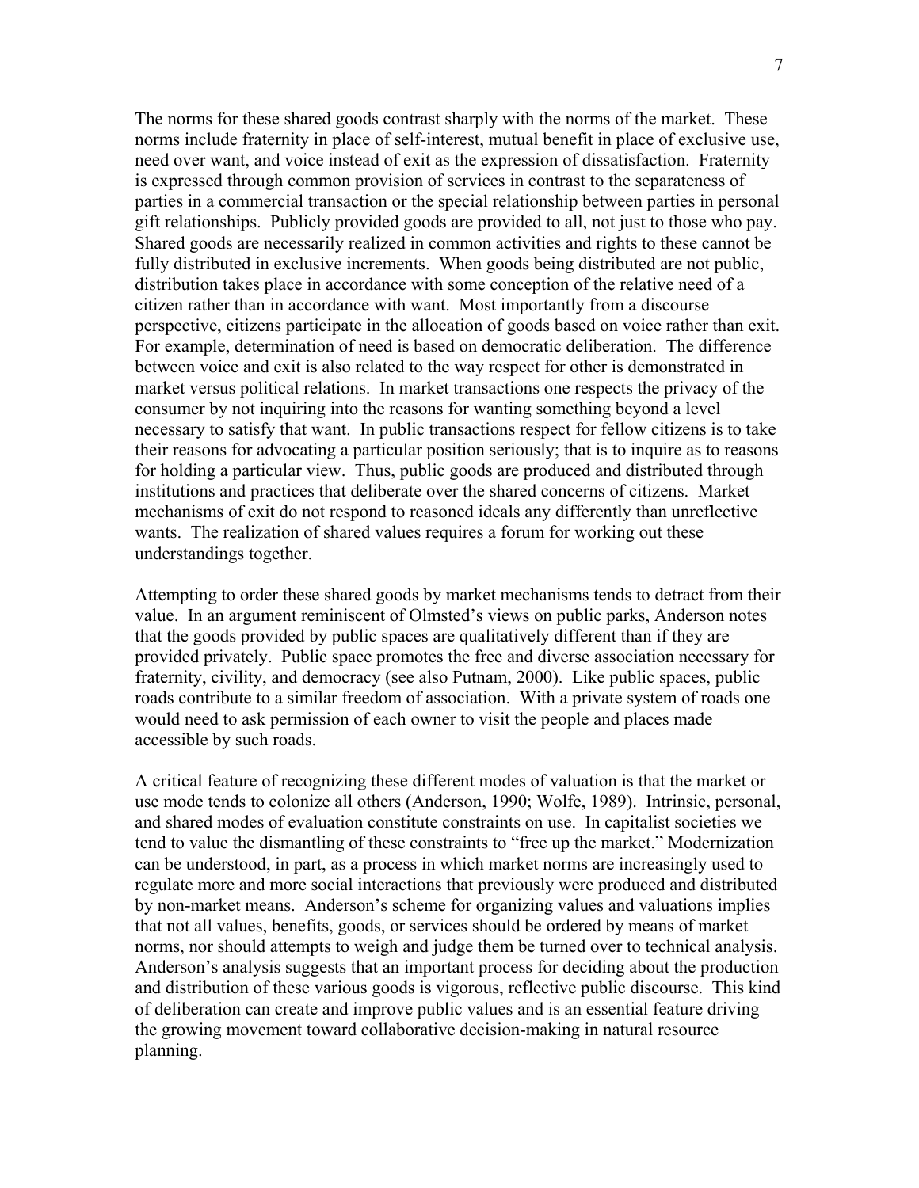The norms for these shared goods contrast sharply with the norms of the market. These norms include fraternity in place of self-interest, mutual benefit in place of exclusive use, need over want, and voice instead of exit as the expression of dissatisfaction. Fraternity is expressed through common provision of services in contrast to the separateness of parties in a commercial transaction or the special relationship between parties in personal gift relationships. Publicly provided goods are provided to all, not just to those who pay. Shared goods are necessarily realized in common activities and rights to these cannot be fully distributed in exclusive increments. When goods being distributed are not public, distribution takes place in accordance with some conception of the relative need of a citizen rather than in accordance with want. Most importantly from a discourse perspective, citizens participate in the allocation of goods based on voice rather than exit. For example, determination of need is based on democratic deliberation. The difference between voice and exit is also related to the way respect for other is demonstrated in market versus political relations. In market transactions one respects the privacy of the consumer by not inquiring into the reasons for wanting something beyond a level necessary to satisfy that want. In public transactions respect for fellow citizens is to take their reasons for advocating a particular position seriously; that is to inquire as to reasons for holding a particular view. Thus, public goods are produced and distributed through institutions and practices that deliberate over the shared concerns of citizens. Market mechanisms of exit do not respond to reasoned ideals any differently than unreflective wants. The realization of shared values requires a forum for working out these understandings together.

Attempting to order these shared goods by market mechanisms tends to detract from their value. In an argument reminiscent of Olmsted's views on public parks, Anderson notes that the goods provided by public spaces are qualitatively different than if they are provided privately. Public space promotes the free and diverse association necessary for fraternity, civility, and democracy (see also Putnam, 2000). Like public spaces, public roads contribute to a similar freedom of association. With a private system of roads one would need to ask permission of each owner to visit the people and places made accessible by such roads.

A critical feature of recognizing these different modes of valuation is that the market or use mode tends to colonize all others (Anderson, 1990; Wolfe, 1989). Intrinsic, personal, and shared modes of evaluation constitute constraints on use. In capitalist societies we tend to value the dismantling of these constraints to "free up the market." Modernization can be understood, in part, as a process in which market norms are increasingly used to regulate more and more social interactions that previously were produced and distributed by non-market means. Anderson's scheme for organizing values and valuations implies that not all values, benefits, goods, or services should be ordered by means of market norms, nor should attempts to weigh and judge them be turned over to technical analysis. Anderson's analysis suggests that an important process for deciding about the production and distribution of these various goods is vigorous, reflective public discourse. This kind of deliberation can create and improve public values and is an essential feature driving the growing movement toward collaborative decision-making in natural resource planning.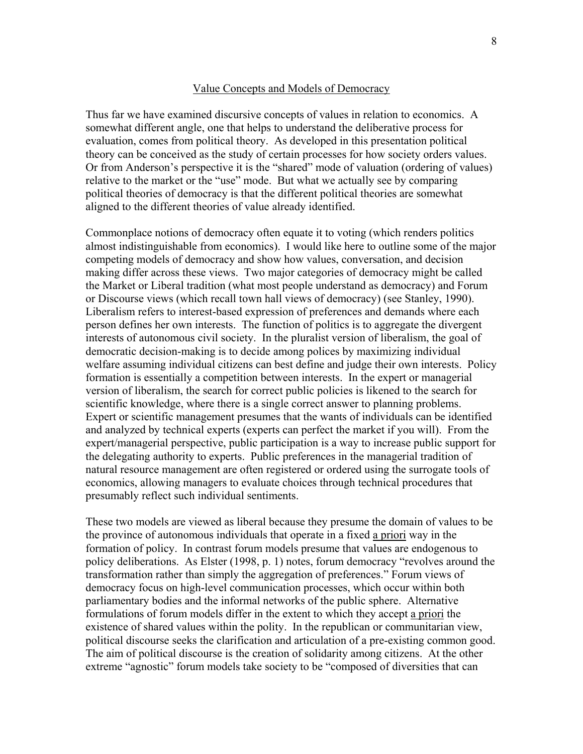## Value Concepts and Models of Democracy

Thus far we have examined discursive concepts of values in relation to economics. A somewhat different angle, one that helps to understand the deliberative process for evaluation, comes from political theory. As developed in this presentation political theory can be conceived as the study of certain processes for how society orders values. Or from Anderson's perspective it is the "shared" mode of valuation (ordering of values) relative to the market or the "use" mode. But what we actually see by comparing political theories of democracy is that the different political theories are somewhat aligned to the different theories of value already identified.

Commonplace notions of democracy often equate it to voting (which renders politics almost indistinguishable from economics). I would like here to outline some of the major competing models of democracy and show how values, conversation, and decision making differ across these views. Two major categories of democracy might be called the Market or Liberal tradition (what most people understand as democracy) and Forum or Discourse views (which recall town hall views of democracy) (see Stanley, 1990). Liberalism refers to interest-based expression of preferences and demands where each person defines her own interests. The function of politics is to aggregate the divergent interests of autonomous civil society. In the pluralist version of liberalism, the goal of democratic decision-making is to decide among polices by maximizing individual welfare assuming individual citizens can best define and judge their own interests. Policy formation is essentially a competition between interests. In the expert or managerial version of liberalism, the search for correct public policies is likened to the search for scientific knowledge, where there is a single correct answer to planning problems. Expert or scientific management presumes that the wants of individuals can be identified and analyzed by technical experts (experts can perfect the market if you will). From the expert/managerial perspective, public participation is a way to increase public support for the delegating authority to experts. Public preferences in the managerial tradition of natural resource management are often registered or ordered using the surrogate tools of economics, allowing managers to evaluate choices through technical procedures that presumably reflect such individual sentiments.

These two models are viewed as liberal because they presume the domain of values to be the province of autonomous individuals that operate in a fixed a priori way in the formation of policy. In contrast forum models presume that values are endogenous to policy deliberations. As Elster (1998, p. 1) notes, forum democracy "revolves around the transformation rather than simply the aggregation of preferences." Forum views of democracy focus on high-level communication processes, which occur within both parliamentary bodies and the informal networks of the public sphere. Alternative formulations of forum models differ in the extent to which they accept a priori the existence of shared values within the polity. In the republican or communitarian view, political discourse seeks the clarification and articulation of a pre-existing common good. The aim of political discourse is the creation of solidarity among citizens. At the other extreme "agnostic" forum models take society to be "composed of diversities that can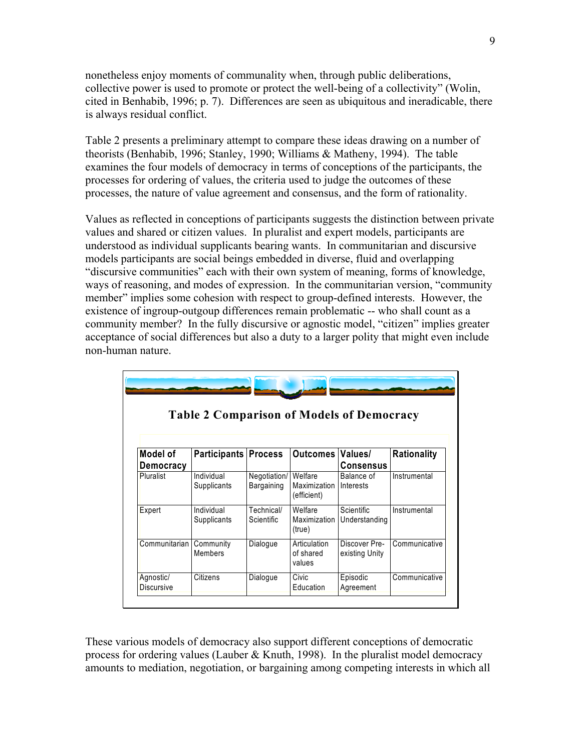nonetheless enjoy moments of communality when, through public deliberations, collective power is used to promote or protect the well-being of a collectivity" (Wolin, cited in Benhabib, 1996; p. 7). Differences are seen as ubiquitous and ineradicable, there is always residual conflict.

Table 2 presents a preliminary attempt to compare these ideas drawing on a number of theorists (Benhabib, 1996; Stanley, 1990; Williams & Matheny, 1994). The table examines the four models of democracy in terms of conceptions of the participants, the processes for ordering of values, the criteria used to judge the outcomes of these processes, the nature of value agreement and consensus, and the form of rationality.

Values as reflected in conceptions of participants suggests the distinction between private values and shared or citizen values. In pluralist and expert models, participants are understood as individual supplicants bearing wants. In communitarian and discursive models participants are social beings embedded in diverse, fluid and overlapping "discursive communities" each with their own system of meaning, forms of knowledge, ways of reasoning, and modes of expression. In the communitarian version, "community member" implies some cohesion with respect to group-defined interests. However, the existence of ingroup-outgoup differences remain problematic -- who shall count as a community member? In the fully discursive or agnostic model, "citizen" implies greater acceptance of social differences but also a duty to a larger polity that might even include non-human nature.

**Table 2 Comparison of Models of Democracy**

| Model of Democracy | Participants | Process | Outcomes | Values/ Consensus | Rationality |
|---|---|---|---|---|---|
| Pluralist | Individual Supplicants | Negotiation/ Bargaining | Welfare Maximization (efficient) | Balance of Interests | Instrumental |
| Expert | Individual Supplicants | Technical/ Scientific | Welfare Maximization (true) | Scientific Understanding | Instrumental |
| Communitarian | Community Members | Dialogue | Articulation of shared values | Discover Pre-existing Unity | Communicative |
| Agnostic/ Discursive | Citizens | Dialogue | Civic Education | Episodic Agreement | Communicative |

These various models of democracy also support different conceptions of democratic process for ordering values (Lauber & Knuth, 1998). In the pluralist model democracy amounts to mediation, negotiation, or bargaining among competing interests in which all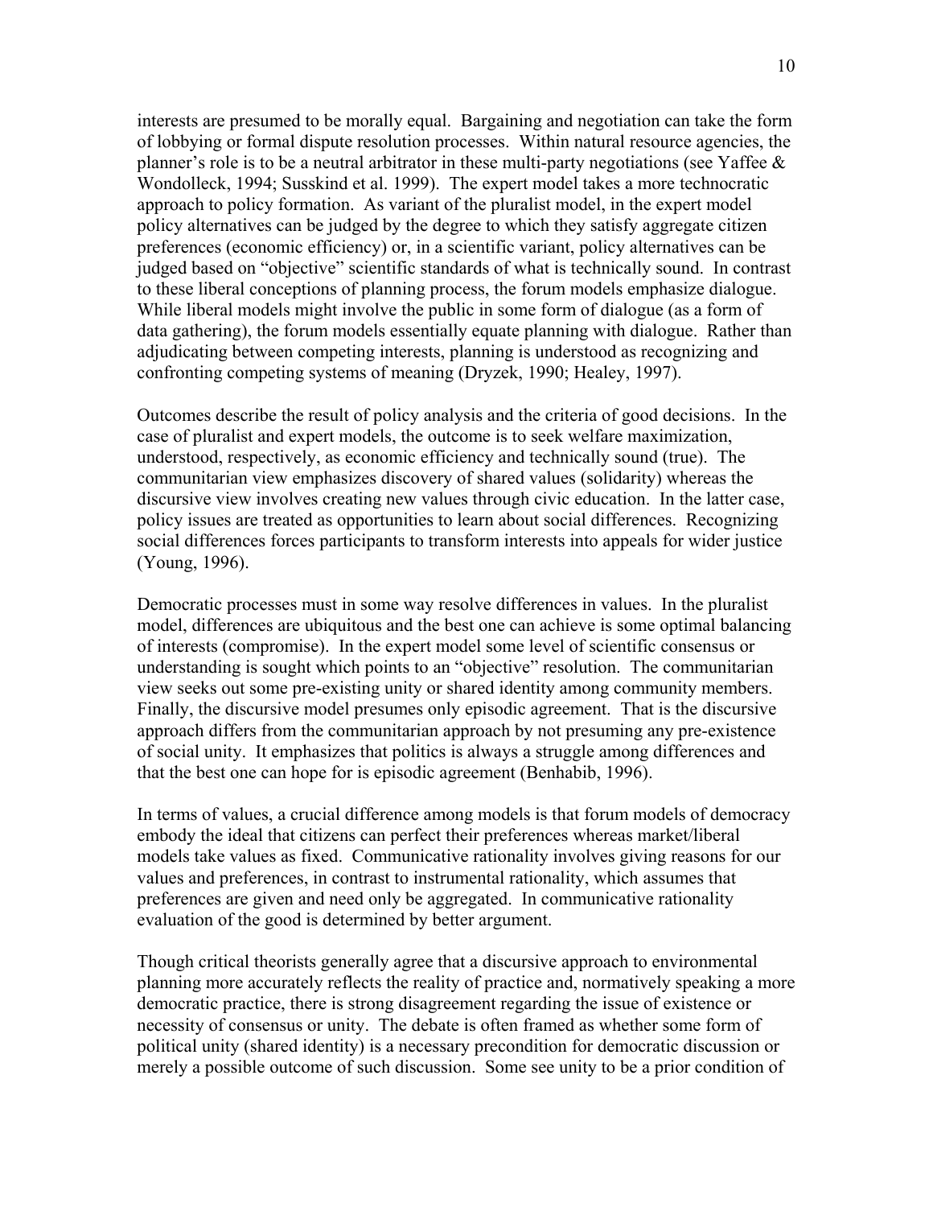interests are presumed to be morally equal. Bargaining and negotiation can take the form of lobbying or formal dispute resolution processes. Within natural resource agencies, the planner's role is to be a neutral arbitrator in these multi-party negotiations (see Yaffee & Wondolleck, 1994; Susskind et al. 1999). The expert model takes a more technocratic approach to policy formation. As variant of the pluralist model, in the expert model policy alternatives can be judged by the degree to which they satisfy aggregate citizen preferences (economic efficiency) or, in a scientific variant, policy alternatives can be judged based on "objective" scientific standards of what is technically sound. In contrast to these liberal conceptions of planning process, the forum models emphasize dialogue. While liberal models might involve the public in some form of dialogue (as a form of data gathering), the forum models essentially equate planning with dialogue. Rather than adjudicating between competing interests, planning is understood as recognizing and confronting competing systems of meaning (Dryzek, 1990; Healey, 1997).

Outcomes describe the result of policy analysis and the criteria of good decisions. In the case of pluralist and expert models, the outcome is to seek welfare maximization, understood, respectively, as economic efficiency and technically sound (true). The communitarian view emphasizes discovery of shared values (solidarity) whereas the discursive view involves creating new values through civic education. In the latter case, policy issues are treated as opportunities to learn about social differences. Recognizing social differences forces participants to transform interests into appeals for wider justice (Young, 1996).

Democratic processes must in some way resolve differences in values. In the pluralist model, differences are ubiquitous and the best one can achieve is some optimal balancing of interests (compromise). In the expert model some level of scientific consensus or understanding is sought which points to an "objective" resolution. The communitarian view seeks out some pre-existing unity or shared identity among community members. Finally, the discursive model presumes only episodic agreement. That is the discursive approach differs from the communitarian approach by not presuming any pre-existence of social unity. It emphasizes that politics is always a struggle among differences and that the best one can hope for is episodic agreement (Benhabib, 1996).

In terms of values, a crucial difference among models is that forum models of democracy embody the ideal that citizens can perfect their preferences whereas market/liberal models take values as fixed. Communicative rationality involves giving reasons for our values and preferences, in contrast to instrumental rationality, which assumes that preferences are given and need only be aggregated. In communicative rationality evaluation of the good is determined by better argument.

Though critical theorists generally agree that a discursive approach to environmental planning more accurately reflects the reality of practice and, normatively speaking a more democratic practice, there is strong disagreement regarding the issue of existence or necessity of consensus or unity. The debate is often framed as whether some form of political unity (shared identity) is a necessary precondition for democratic discussion or merely a possible outcome of such discussion. Some see unity to be a prior condition of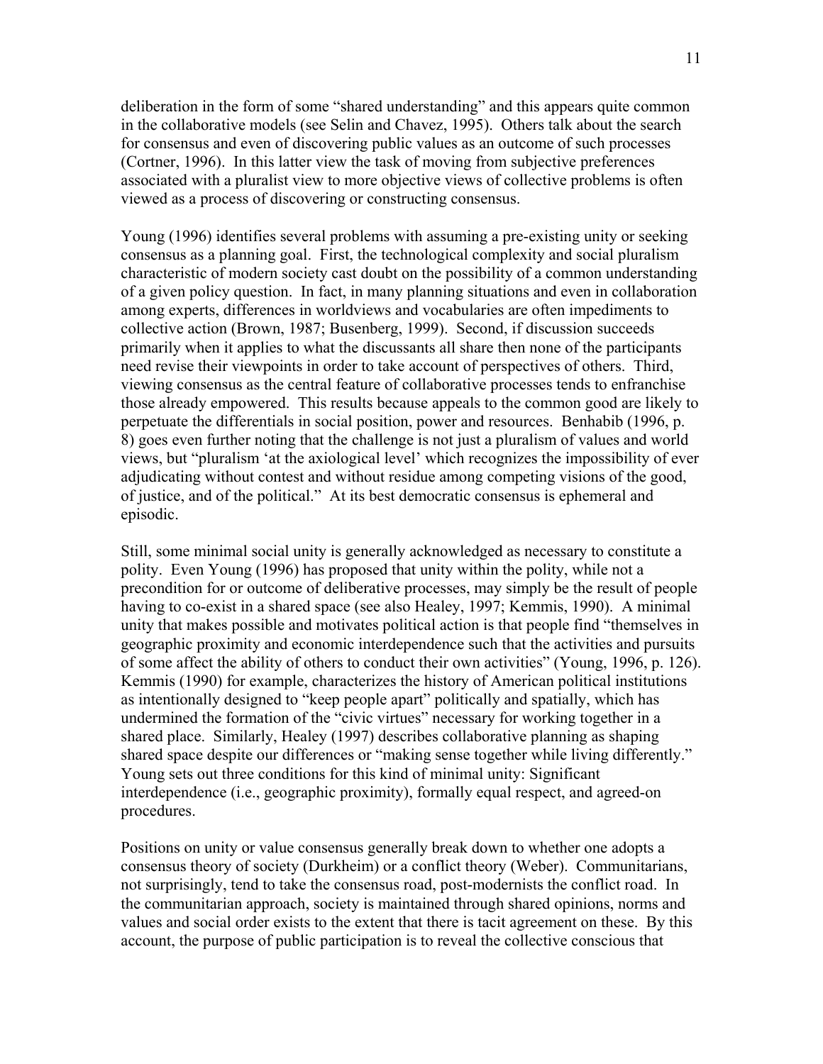deliberation in the form of some "shared understanding" and this appears quite common in the collaborative models (see Selin and Chavez, 1995). Others talk about the search for consensus and even of discovering public values as an outcome of such processes (Cortner, 1996). In this latter view the task of moving from subjective preferences associated with a pluralist view to more objective views of collective problems is often viewed as a process of discovering or constructing consensus.

Young (1996) identifies several problems with assuming a pre-existing unity or seeking consensus as a planning goal. First, the technological complexity and social pluralism characteristic of modern society cast doubt on the possibility of a common understanding of a given policy question. In fact, in many planning situations and even in collaboration among experts, differences in worldviews and vocabularies are often impediments to collective action (Brown, 1987; Busenberg, 1999). Second, if discussion succeeds primarily when it applies to what the discussants all share then none of the participants need revise their viewpoints in order to take account of perspectives of others. Third, viewing consensus as the central feature of collaborative processes tends to enfranchise those already empowered. This results because appeals to the common good are likely to perpetuate the differentials in social position, power and resources. Benhabib (1996, p. 8) goes even further noting that the challenge is not just a pluralism of values and world views, but "pluralism 'at the axiological level' which recognizes the impossibility of ever adjudicating without contest and without residue among competing visions of the good, of justice, and of the political." At its best democratic consensus is ephemeral and episodic.

Still, some minimal social unity is generally acknowledged as necessary to constitute a polity. Even Young (1996) has proposed that unity within the polity, while not a precondition for or outcome of deliberative processes, may simply be the result of people having to co-exist in a shared space (see also Healey, 1997; Kemmis, 1990). A minimal unity that makes possible and motivates political action is that people find "themselves in geographic proximity and economic interdependence such that the activities and pursuits of some affect the ability of others to conduct their own activities" (Young, 1996, p. 126). Kemmis (1990) for example, characterizes the history of American political institutions as intentionally designed to "keep people apart" politically and spatially, which has undermined the formation of the "civic virtues" necessary for working together in a shared place. Similarly, Healey (1997) describes collaborative planning as shaping shared space despite our differences or "making sense together while living differently." Young sets out three conditions for this kind of minimal unity: Significant interdependence (i.e., geographic proximity), formally equal respect, and agreed-on procedures.

Positions on unity or value consensus generally break down to whether one adopts a consensus theory of society (Durkheim) or a conflict theory (Weber). Communitarians, not surprisingly, tend to take the consensus road, post-modernists the conflict road. In the communitarian approach, society is maintained through shared opinions, norms and values and social order exists to the extent that there is tacit agreement on these. By this account, the purpose of public participation is to reveal the collective conscious that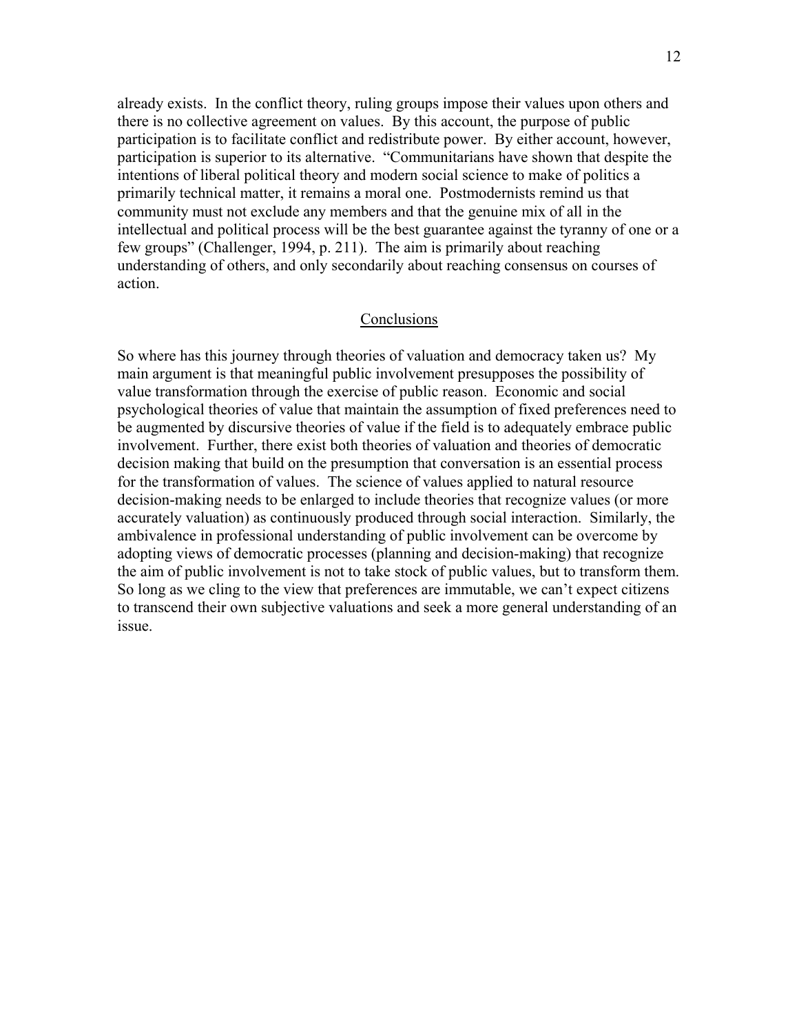already exists. In the conflict theory, ruling groups impose their values upon others and there is no collective agreement on values. By this account, the purpose of public participation is to facilitate conflict and redistribute power. By either account, however, participation is superior to its alternative. "Communitarians have shown that despite the intentions of liberal political theory and modern social science to make of politics a primarily technical matter, it remains a moral one. Postmodernists remind us that community must not exclude any members and that the genuine mix of all in the intellectual and political process will be the best guarantee against the tyranny of one or a few groups" (Challenger, 1994, p. 211). The aim is primarily about reaching understanding of others, and only secondarily about reaching consensus on courses of action.

## Conclusions

So where has this journey through theories of valuation and democracy taken us? My main argument is that meaningful public involvement presupposes the possibility of value transformation through the exercise of public reason. Economic and social psychological theories of value that maintain the assumption of fixed preferences need to be augmented by discursive theories of value if the field is to adequately embrace public involvement. Further, there exist both theories of valuation and theories of democratic decision making that build on the presumption that conversation is an essential process for the transformation of values. The science of values applied to natural resource decision-making needs to be enlarged to include theories that recognize values (or more accurately valuation) as continuously produced through social interaction. Similarly, the ambivalence in professional understanding of public involvement can be overcome by adopting views of democratic processes (planning and decision-making) that recognize the aim of public involvement is not to take stock of public values, but to transform them. So long as we cling to the view that preferences are immutable, we can't expect citizens to transcend their own subjective valuations and seek a more general understanding of an issue.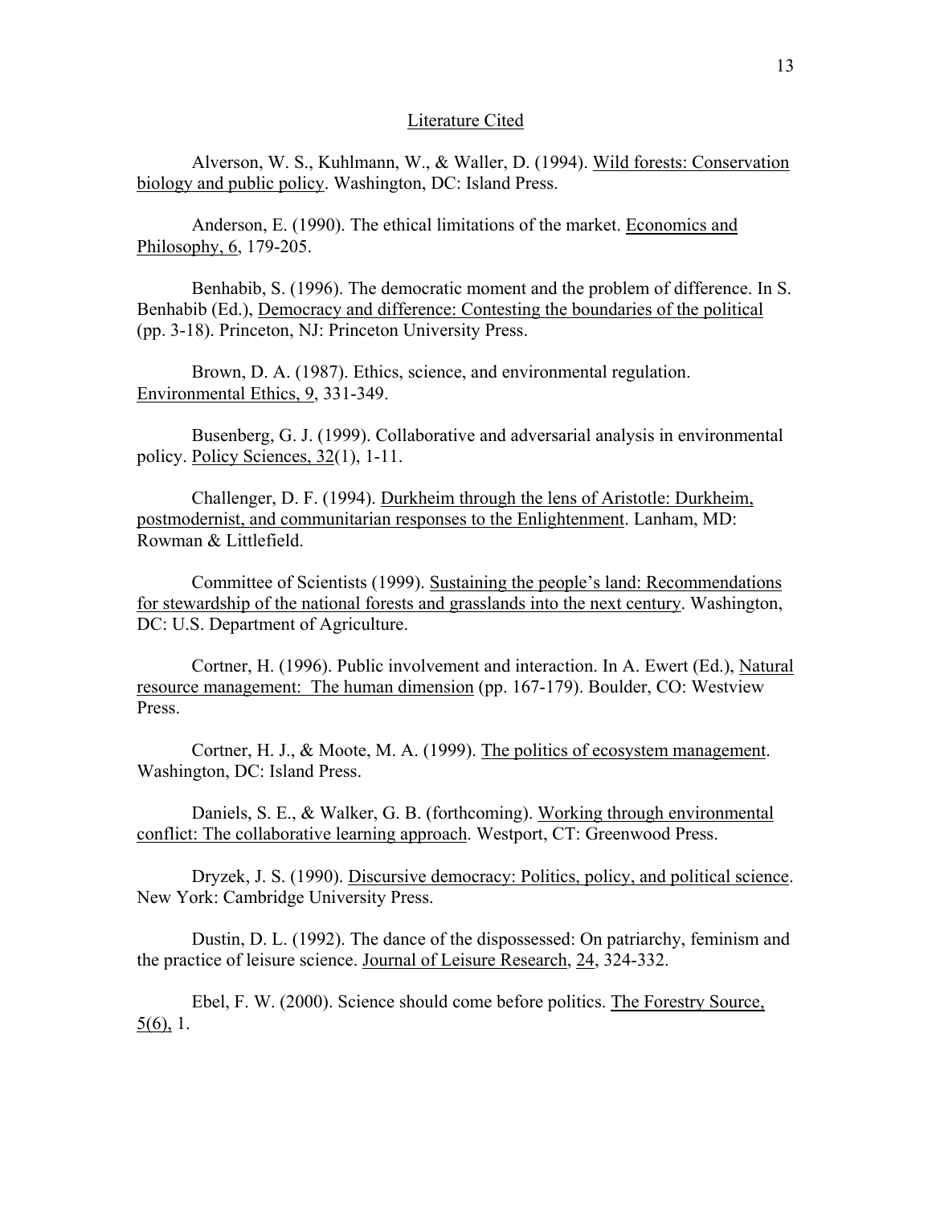## Literature Cited

Alverson, W. S., Kuhlmann, W., & Waller, D. (1994). Wild forests: Conservation biology and public policy. Washington, DC: Island Press.

Anderson, E. (1990). The ethical limitations of the market. Economics and Philosophy, 6, 179-205.

Benhabib, S. (1996). The democratic moment and the problem of difference. In S. Benhabib (Ed.), Democracy and difference: Contesting the boundaries of the political (pp. 3-18). Princeton, NJ: Princeton University Press.

Brown, D. A. (1987). Ethics, science, and environmental regulation. Environmental Ethics, 9, 331-349.

Busenberg, G. J. (1999). Collaborative and adversarial analysis in environmental policy. Policy Sciences, 32(1), 1-11.

Challenger, D. F. (1994). Durkheim through the lens of Aristotle: Durkheim, postmodernist, and communitarian responses to the Enlightenment. Lanham, MD: Rowman & Littlefield.

Committee of Scientists (1999). Sustaining the people's land: Recommendations for stewardship of the national forests and grasslands into the next century. Washington, DC: U.S. Department of Agriculture.

Cortner, H. (1996). Public involvement and interaction. In A. Ewert (Ed.), Natural resource management: The human dimension (pp. 167-179). Boulder, CO: Westview Press.

Cortner, H. J., & Moote, M. A. (1999). The politics of ecosystem management. Washington, DC: Island Press.

Daniels, S. E., & Walker, G. B. (forthcoming). Working through environmental conflict: The collaborative learning approach. Westport, CT: Greenwood Press.

Dryzek, J. S. (1990). Discursive democracy: Politics, policy, and political science. New York: Cambridge University Press.

Dustin, D. L. (1992). The dance of the dispossessed: On patriarchy, feminism and the practice of leisure science. Journal of Leisure Research, 24, 324-332.

Ebel, F. W. (2000). Science should come before politics. The Forestry Source, 5(6), 1.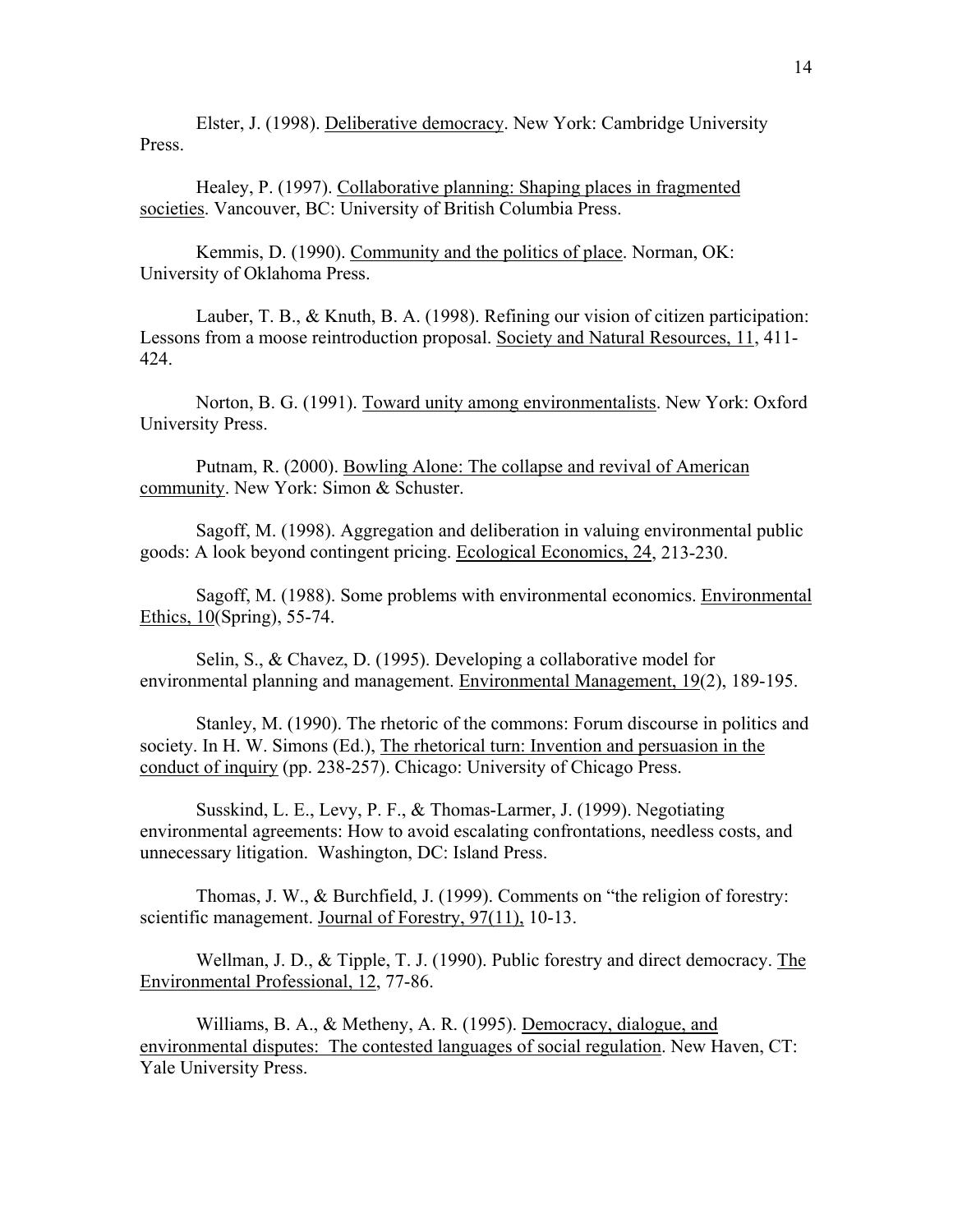Elster, J. (1998). Deliberative democracy. New York: Cambridge University Press.

Healey, P. (1997). Collaborative planning: Shaping places in fragmented societies. Vancouver, BC: University of British Columbia Press.

Kemmis, D. (1990). Community and the politics of place. Norman, OK: University of Oklahoma Press.

Lauber, T. B., & Knuth, B. A. (1998). Refining our vision of citizen participation: Lessons from a moose reintroduction proposal. Society and Natural Resources, 11, 411-424.

Norton, B. G. (1991). Toward unity among environmentalists. New York: Oxford University Press.

Putnam, R. (2000). Bowling Alone: The collapse and revival of American community. New York: Simon & Schuster.

Sagoff, M. (1998). Aggregation and deliberation in valuing environmental public goods: A look beyond contingent pricing. Ecological Economics, 24, 213-230.

Sagoff, M. (1988). Some problems with environmental economics. Environmental Ethics, 10(Spring), 55-74.

Selin, S., & Chavez, D. (1995). Developing a collaborative model for environmental planning and management. Environmental Management, 19(2), 189-195.

Stanley, M. (1990). The rhetoric of the commons: Forum discourse in politics and society. In H. W. Simons (Ed.), The rhetorical turn: Invention and persuasion in the conduct of inquiry (pp. 238-257). Chicago: University of Chicago Press.

Susskind, L. E., Levy, P. F., & Thomas-Larmer, J. (1999). Negotiating environmental agreements: How to avoid escalating confrontations, needless costs, and unnecessary litigation. Washington, DC: Island Press.

Thomas, J. W., & Burchfield, J. (1999). Comments on "the religion of forestry: scientific management. Journal of Forestry, 97(11), 10-13.

Wellman, J. D., & Tipple, T. J. (1990). Public forestry and direct democracy. The Environmental Professional, 12, 77-86.

Williams, B. A., & Metheny, A. R. (1995). Democracy, dialogue, and environmental disputes: The contested languages of social regulation. New Haven, CT: Yale University Press.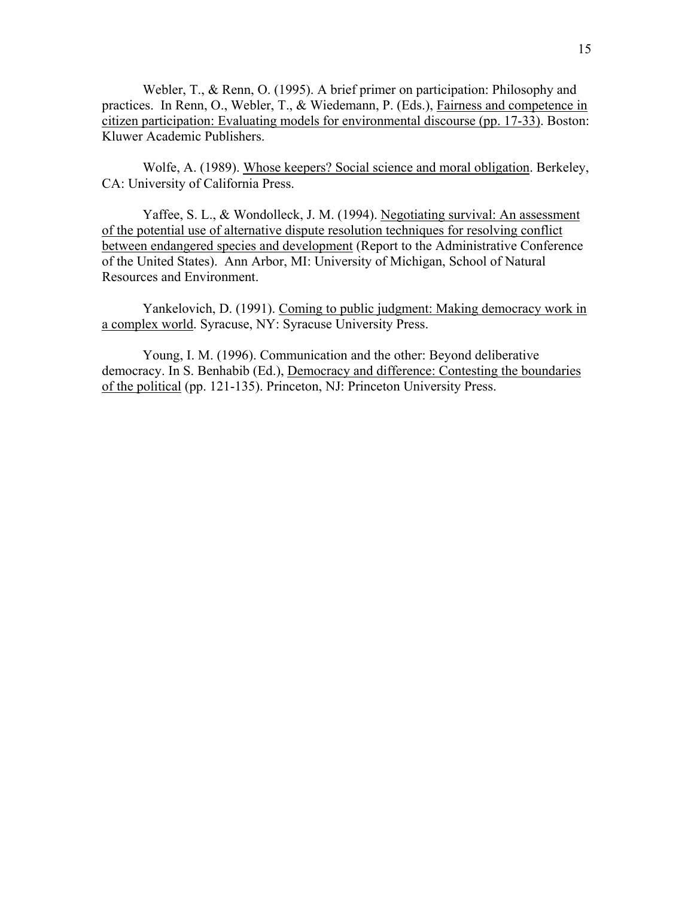Webler, T., & Renn, O. (1995). A brief primer on participation: Philosophy and practices. In Renn, O., Webler, T., & Wiedemann, P. (Eds.), Fairness and competence in citizen participation: Evaluating models for environmental discourse (pp. 17-33). Boston: Kluwer Academic Publishers.

Wolfe, A. (1989). Whose keepers? Social science and moral obligation. Berkeley, CA: University of California Press.

Yaffee, S. L., & Wondolleck, J. M. (1994). Negotiating survival: An assessment of the potential use of alternative dispute resolution techniques for resolving conflict between endangered species and development (Report to the Administrative Conference of the United States). Ann Arbor, MI: University of Michigan, School of Natural Resources and Environment.

Yankelovich, D. (1991). Coming to public judgment: Making democracy work in a complex world. Syracuse, NY: Syracuse University Press.

Young, I. M. (1996). Communication and the other: Beyond deliberative democracy. In S. Benhabib (Ed.), Democracy and difference: Contesting the boundaries of the political (pp. 121-135). Princeton, NJ: Princeton University Press.